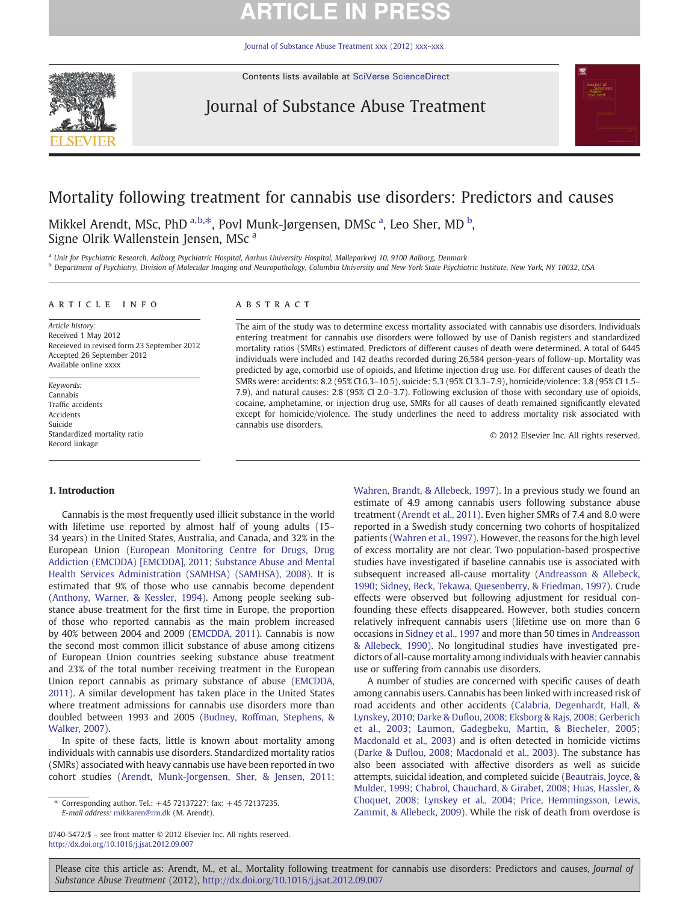# Mortality following treatment for cannabis use disorders: Predictors and causes

Mikkel Arendt, MSc, PhD [a,b,*], Povl Munk-Jørgensen, DMSc [a], Leo Sher, MD [b], Signe Olrik Wallenstein Jensen, MSc [a]

[a] Unit for Psychiatric Research, Aalborg Psychiatric Hospital, Aarhus University Hospital, Mølleparkvej 10, 9100 Aalborg, Denmark

[b] Department of Psychiatry, Division of Molecular Imaging and Neuropathology, Columbia University and New York State Psychiatric Institute, New York, NY 10032, USA

## ARTICLE INFO

*Article history:*
Received 1 May 2012
Receceived in revised form 23 September 2012
Accepted 26 September 2012
Available online xxxx

*Keywords:*
Cannabis
Traffic accidents
Accidents
Suicide
Standardized mortality ratio
Record linkage

## ABSTRACT

The aim of the study was to determine excess mortality associated with cannabis use disorders. Individuals entering treatment for cannabis use disorders were followed by use of Danish registers and standardized mortality ratios (SMRs) estimated. Predictors of different causes of death were determined. A total of 6445 individuals were included and 142 deaths recorded during 26,584 person-years of follow-up. Mortality was predicted by age, comorbid use of opioids, and lifetime injection drug use. For different causes of death the SMRs were: accidents: 8.2 (95% CI 6.3–10.5), suicide: 5.3 (95% CI 3.3–7.9), homicide/violence: 3.8 (95% CI 1.5–7.9), and natural causes: 2.8 (95% CI 2.0–3.7). Following exclusion of those with secondary use of opioids, cocaine, amphetamine, or injection drug use, SMRs for all causes of death remained significantly elevated except for homicide/violence. The study underlines the need to address mortality risk associated with cannabis use disorders.

© 2012 Elsevier Inc. All rights reserved.

## 1. Introduction

Cannabis is the most frequently used illicit substance in the world with lifetime use reported by almost half of young adults (15–34 years) in the United States, Australia, and Canada, and 32% in the European Union (European Monitoring Centre for Drugs, Drug Addiction (EMCDDA) [EMCDDA], 2011; Substance Abuse and Mental Health Services Administration (SAMHSA) (SAMHSA), 2008). It is estimated that 9% of those who use cannabis become dependent (Anthony, Warner, & Kessler, 1994). Among people seeking substance abuse treatment for the first time in Europe, the proportion of those who reported cannabis as the main problem increased by 40% between 2004 and 2009 (EMCDDA, 2011). Cannabis is now the second most common illicit substance of abuse among citizens of European Union countries seeking substance abuse treatment and 23% of the total number receiving treatment in the European Union report cannabis as primary substance of abuse (EMCDDA, 2011). A similar development has taken place in the United States where treatment admissions for cannabis use disorders more than doubled between 1993 and 2005 (Budney, Roffman, Stephens, & Walker, 2007).

In spite of these facts, little is known about mortality among individuals with cannabis use disorders. Standardized mortality ratios (SMRs) associated with heavy cannabis use have been reported in two cohort studies (Arendt, Munk-Jorgensen, Sher, & Jensen, 2011; Wahren, Brandt, & Allebeck, 1997). In a previous study we found an estimate of 4.9 among cannabis users following substance abuse treatment (Arendt et al., 2011). Even higher SMRs of 7.4 and 8.0 were reported in a Swedish study concerning two cohorts of hospitalized patients (Wahren et al., 1997). However, the reasons for the high level of excess mortality are not clear. Two population-based prospective studies have investigated if baseline cannabis use is associated with subsequent increased all-cause mortality (Andreasson & Allebeck, 1990; Sidney, Beck, Tekawa, Quesenberry, & Friedman, 1997). Crude effects were observed but following adjustment for residual confounding these effects disappeared. However, both studies concern relatively infrequent cannabis users (lifetime use on more than 6 occasions in Sidney et al., 1997 and more than 50 times in Andreasson & Allebeck, 1990). No longitudinal studies have investigated predictors of all-cause mortality among individuals with heavier cannabis use or suffering from cannabis use disorders.

A number of studies are concerned with specific causes of death among cannabis users. Cannabis has been linked with increased risk of road accidents and other accidents (Calabria, Degenhardt, Hall, & Lynskey, 2010; Darke & Duflou, 2008; Eksborg & Rajs, 2008; Gerberich et al., 2003; Laumon, Gadegbeku, Martin, & Biecheler, 2005; Macdonald et al., 2003) and is often detected in homicide victims (Darke & Duflou, 2008; Macdonald et al., 2003). The substance has also been associated with affective disorders as well as suicide attempts, suicidal ideation, and completed suicide (Beautrais, Joyce, & Mulder, 1999; Chabrol, Chauchard, & Girabet, 2008; Huas, Hassler, & Choquet, 2008; Lynskey et al., 2004; Price, Hemmingsson, Lewis, Zammit, & Allebeck, 2009). While the risk of death from overdose is

* Corresponding author. Tel.: +45 72137227; fax: +45 72137235. *E-mail address:* mikkaren@rm.dk (M. Arendt).

0740-5472/$ – see front matter © 2012 Elsevier Inc. All rights reserved.
http://dx.doi.org/10.1016/j.jsat.2012.09.007

Please cite this article as: Arendt, M., et al., Mortality following treatment for cannabis use disorders: Predictors and causes, *Journal of Substance Abuse Treatment* (2012), http://dx.doi.org/10.1016/j.jsat.2012.09.007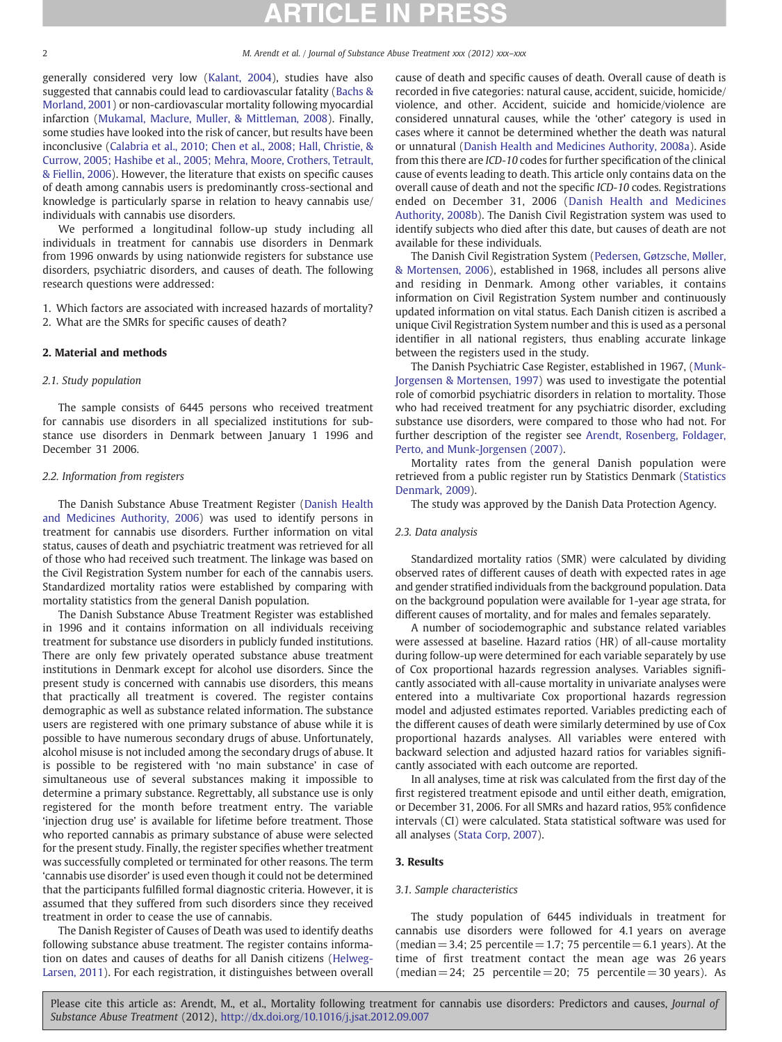generally considered very low (Kalant, 2004), studies have also suggested that cannabis could lead to cardiovascular fatality (Bachs & Morland, 2001) or non-cardiovascular mortality following myocardial infarction (Mukamal, Maclure, Muller, & Mittleman, 2008). Finally, some studies have looked into the risk of cancer, but results have been inconclusive (Calabria et al., 2010; Chen et al., 2008; Hall, Christie, & Currow, 2005; Hashibe et al., 2005; Mehra, Moore, Crothers, Tetrault, & Fiellin, 2006). However, the literature that exists on specific causes of death among cannabis users is predominantly cross-sectional and knowledge is particularly sparse in relation to heavy cannabis use/ individuals with cannabis use disorders.

We performed a longitudinal follow-up study including all individuals in treatment for cannabis use disorders in Denmark from 1996 onwards by using nationwide registers for substance use disorders, psychiatric disorders, and causes of death. The following research questions were addressed:

1. Which factors are associated with increased hazards of mortality?
2. What are the SMRs for specific causes of death?

## 2. Material and methods

### 2.1. Study population

The sample consists of 6445 persons who received treatment for cannabis use disorders in all specialized institutions for substance use disorders in Denmark between January 1 1996 and December 31 2006.

### 2.2. Information from registers

The Danish Substance Abuse Treatment Register (Danish Health and Medicines Authority, 2006) was used to identify persons in treatment for cannabis use disorders. Further information on vital status, causes of death and psychiatric treatment was retrieved for all of those who had received such treatment. The linkage was based on the Civil Registration System number for each of the cannabis users. Standardized mortality ratios were established by comparing with mortality statistics from the general Danish population.

The Danish Substance Abuse Treatment Register was established in 1996 and it contains information on all individuals receiving treatment for substance use disorders in publicly funded institutions. There are only few privately operated substance abuse treatment institutions in Denmark except for alcohol use disorders. Since the present study is concerned with cannabis use disorders, this means that practically all treatment is covered. The register contains demographic as well as substance related information. The substance users are registered with one primary substance of abuse while it is possible to have numerous secondary drugs of abuse. Unfortunately, alcohol misuse is not included among the secondary drugs of abuse. It is possible to be registered with 'no main substance' in case of simultaneous use of several substances making it impossible to determine a primary substance. Regrettably, all substance use is only registered for the month before treatment entry. The variable 'injection drug use' is available for lifetime before treatment. Those who reported cannabis as primary substance of abuse were selected for the present study. Finally, the register specifies whether treatment was successfully completed or terminated for other reasons. The term 'cannabis use disorder' is used even though it could not be determined that the participants fulfilled formal diagnostic criteria. However, it is assumed that they suffered from such disorders since they received treatment in order to cease the use of cannabis.

The Danish Register of Causes of Death was used to identify deaths following substance abuse treatment. The register contains information on dates and causes of deaths for all Danish citizens (Helweg-Larsen, 2011). For each registration, it distinguishes between overall cause of death and specific causes of death. Overall cause of death is recorded in five categories: natural cause, accident, suicide, homicide/ violence, and other. Accident, suicide and homicide/violence are considered unnatural causes, while the 'other' category is used in cases where it cannot be determined whether the death was natural or unnatural (Danish Health and Medicines Authority, 2008a). Aside from this there are *ICD-10* codes for further specification of the clinical cause of events leading to death. This article only contains data on the overall cause of death and not the specific *ICD-10* codes. Registrations ended on December 31, 2006 (Danish Health and Medicines Authority, 2008b). The Danish Civil Registration system was used to identify subjects who died after this date, but causes of death are not available for these individuals.

The Danish Civil Registration System (Pedersen, Gøtzsche, Møller, & Mortensen, 2006), established in 1968, includes all persons alive and residing in Denmark. Among other variables, it contains information on Civil Registration System number and continuously updated information on vital status. Each Danish citizen is ascribed a unique Civil Registration System number and this is used as a personal identifier in all national registers, thus enabling accurate linkage between the registers used in the study.

The Danish Psychiatric Case Register, established in 1967, (Munk-Jorgensen & Mortensen, 1997) was used to investigate the potential role of comorbid psychiatric disorders in relation to mortality. Those who had received treatment for any psychiatric disorder, excluding substance use disorders, were compared to those who had not. For further description of the register see Arendt, Rosenberg, Foldager, Perto, and Munk-Jorgensen (2007).

Mortality rates from the general Danish population were retrieved from a public register run by Statistics Denmark (Statistics Denmark, 2009).

The study was approved by the Danish Data Protection Agency.

### 2.3. Data analysis

Standardized mortality ratios (SMR) were calculated by dividing observed rates of different causes of death with expected rates in age and gender stratified individuals from the background population. Data on the background population were available for 1-year age strata, for different causes of mortality, and for males and females separately.

A number of sociodemographic and substance related variables were assessed at baseline. Hazard ratios (HR) of all-cause mortality during follow-up were determined for each variable separately by use of Cox proportional hazards regression analyses. Variables significantly associated with all-cause mortality in univariate analyses were entered into a multivariate Cox proportional hazards regression model and adjusted estimates reported. Variables predicting each of the different causes of death were similarly determined by use of Cox proportional hazards analyses. All variables were entered with backward selection and adjusted hazard ratios for variables significantly associated with each outcome are reported.

In all analyses, time at risk was calculated from the first day of the first registered treatment episode and until either death, emigration, or December 31, 2006. For all SMRs and hazard ratios, 95% confidence intervals (CI) were calculated. Stata statistical software was used for all analyses (Stata Corp, 2007).

## 3. Results

### 3.1. Sample characteristics

The study population of 6445 individuals in treatment for cannabis use disorders were followed for 4.1 years on average (median = 3.4; 25 percentile = 1.7; 75 percentile = 6.1 years). At the time of first treatment contact the mean age was 26 years (median = 24; 25 percentile = 20; 75 percentile = 30 years). As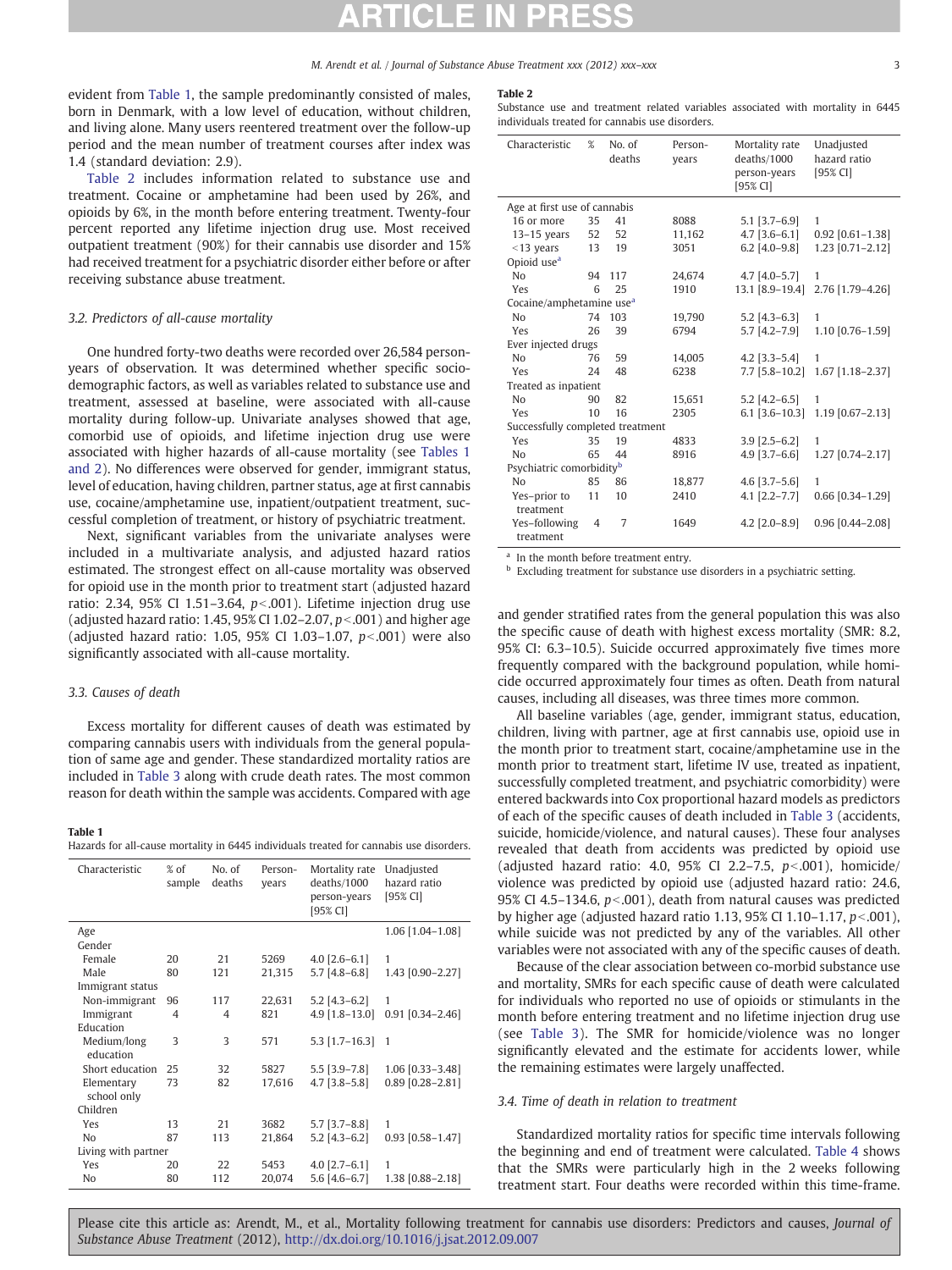evident from Table 1, the sample predominantly consisted of males, born in Denmark, with a low level of education, without children, and living alone. Many users reentered treatment over the follow-up period and the mean number of treatment courses after index was 1.4 (standard deviation: 2.9).

Table 2 includes information related to substance use and treatment. Cocaine or amphetamine had been used by 26%, and opioids by 6%, in the month before entering treatment. Twenty-four percent reported any lifetime injection drug use. Most received outpatient treatment (90%) for their cannabis use disorder and 15% had received treatment for a psychiatric disorder either before or after receiving substance abuse treatment.

### 3.2. Predictors of all-cause mortality

One hundred forty-two deaths were recorded over 26,584 person-years of observation. It was determined whether specific socio-demographic factors, as well as variables related to substance use and treatment, assessed at baseline, were associated with all-cause mortality during follow-up. Univariate analyses showed that age, comorbid use of opioids, and lifetime injection drug use were associated with higher hazards of all-cause mortality (see Tables 1 and 2). No differences were observed for gender, immigrant status, level of education, having children, partner status, age at first cannabis use, cocaine/amphetamine use, inpatient/outpatient treatment, successful completion of treatment, or history of psychiatric treatment.

Next, significant variables from the univariate analyses were included in a multivariate analysis, and adjusted hazard ratios estimated. The strongest effect on all-cause mortality was observed for opioid use in the month prior to treatment start (adjusted hazard ratio: 2.34, 95% CI 1.51–3.64, $p<.001$). Lifetime injection drug use (adjusted hazard ratio: 1.45, 95% CI 1.02–2.07, $p<.001$) and higher age (adjusted hazard ratio: 1.05, 95% CI 1.03–1.07, $p<.001$) were also significantly associated with all-cause mortality.

### 3.3. Causes of death

Excess mortality for different causes of death was estimated by comparing cannabis users with individuals from the general population of same age and gender. These standardized mortality ratios are included in Table 3 along with crude death rates. The most common reason for death within the sample was accidents. Compared with age and gender stratified rates from the general population this was also the specific cause of death with highest excess mortality (SMR: 8.2, 95% CI: 6.3–10.5). Suicide occurred approximately five times more frequently compared with the background population, while homicide occurred approximately four times as often. Death from natural causes, including all diseases, was three times more common.

All baseline variables (age, gender, immigrant status, education, children, living with partner, age at first cannabis use, opioid use in the month prior to treatment start, cocaine/amphetamine use in the month prior to treatment start, lifetime IV use, treated as inpatient, successfully completed treatment, and psychiatric comorbidity) were entered backwards into Cox proportional hazard models as predictors of each of the specific causes of death included in Table 3 (accidents, suicide, homicide/violence, and natural causes). These four analyses revealed that death from accidents was predicted by opioid use (adjusted hazard ratio: 4.0, 95% CI 2.2–7.5, $p<.001$), homicide/violence was predicted by opioid use (adjusted hazard ratio: 24.6, 95% CI 4.5–134.6, $p<.001$), death from natural causes was predicted by higher age (adjusted hazard ratio 1.13, 95% CI 1.10–1.17, $p<.001$), while suicide was not predicted by any of the variables. All other variables were not associated with any of the specific causes of death.

Because of the clear association between co-morbid substance use and mortality, SMRs for each specific cause of death were calculated for individuals who reported no use of opioids or stimulants in the month before entering treatment and no lifetime injection drug use (see Table 3). The SMR for homicide/violence was no longer significantly elevated and the estimate for accidents lower, while the remaining estimates were largely unaffected.

### 3.4. Time of death in relation to treatment

Standardized mortality ratios for specific time intervals following the beginning and end of treatment were calculated. Table 4 shows that the SMRs were particularly high in the 2 weeks following treatment start. Four deaths were recorded within this time-frame.

**Table 1**
Hazards for all-cause mortality in 6445 individuals treated for cannabis use disorders.

| Characteristic | % of sample | No. of deaths | Person-years | Mortality rate deaths/1000 person-years [95% CI] | Unadjusted hazard ratio [95% CI] |
|---|---|---|---|---|---|
| Age | | | | | 1.06 [1.04–1.08] |
| Gender | | | | | |
| Female | 20 | 21 | 5269 | 4.0 [2.6–6.1] | 1 |
| Male | 80 | 121 | 21,315 | 5.7 [4.8–6.8] | 1.43 [0.90–2.27] |
| Immigrant status | | | | | |
| Non-immigrant | 96 | 117 | 22,631 | 5.2 [4.3–6.2] | 1 |
| Immigrant | 4 | 4 | 821 | 4.9 [1.8–13.0] | 0.91 [0.34–2.46] |
| Education | | | | | |
| Medium/long education | 3 | 3 | 571 | 5.3 [1.7–16.3] | 1 |
| Short education | 25 | 32 | 5827 | 5.5 [3.9–7.8] | 1.06 [0.33–3.48] |
| Elementary school only | 73 | 82 | 17,616 | 4.7 [3.8–5.8] | 0.89 [0.28–2.81] |
| Children | | | | | |
| Yes | 13 | 21 | 3682 | 5.7 [3.7–8.8] | 1 |
| No | 87 | 113 | 21,864 | 5.2 [4.3–6.2] | 0.93 [0.58–1.47] |
| Living with partner | | | | | |
| Yes | 20 | 22 | 5453 | 4.0 [2.7–6.1] | 1 |
| No | 80 | 112 | 20,074 | 5.6 [4.6–6.7] | 1.38 [0.88–2.18] |

**Table 2**
Substance use and treatment related variables associated with mortality in 6445 individuals treated for cannabis use disorders.

| Characteristic | % | No. of deaths | Person-years | Mortality rate deaths/1000 person-years [95% CI] | Unadjusted hazard ratio [95% CI] |
|---|---|---|---|---|---|
| Age at first use of cannabis | | | | | |
| 16 or more | 35 | 41 | 8088 | 5.1 [3.7–6.9] | 1 |
| 13–15 years | 52 | 52 | 11,162 | 4.7 [3.6–6.1] | 0.92 [0.61–1.38] |
| <13 years | 13 | 19 | 3051 | 6.2 [4.0–9.8] | 1.23 [0.71–2.12] |
| Opioid use[a] | | | | | |
| No | 94 | 117 | 24,674 | 4.7 [4.0–5.7] | 1 |
| Yes | 6 | 25 | 1910 | 13.1 [8.9–19.4] | 2.76 [1.79–4.26] |
| Cocaine/amphetamine use[a] | | | | | |
| No | 74 | 103 | 19,790 | 5.2 [4.3–6.3] | 1 |
| Yes | 26 | 39 | 6794 | 5.7 [4.2–7.9] | 1.10 [0.76–1.59] |
| Ever injected drugs | | | | | |
| No | 76 | 59 | 14,005 | 4.2 [3.3–5.4] | 1 |
| Yes | 24 | 48 | 6238 | 7.7 [5.8–10.2] | 1.67 [1.18–2.37] |
| Treated as inpatient | | | | | |
| No | 90 | 82 | 15,651 | 5.2 [4.2–6.5] | 1 |
| Yes | 10 | 16 | 2305 | 6.1 [3.6–10.3] | 1.19 [0.67–2.13] |
| Successfully completed treatment | | | | | |
| Yes | 35 | 19 | 4833 | 3.9 [2.5–6.2] | 1 |
| No | 65 | 44 | 8916 | 4.9 [3.7–6.6] | 1.27 [0.74–2.17] |
| Psychiatric comorbidity[b] | | | | | |
| No | 85 | 86 | 18,877 | 4.6 [3.7–5.6] | 1 |
| Yes–prior to treatment | 11 | 10 | 2410 | 4.1 [2.2–7.7] | 0.66 [0.34–1.29] |
| Yes–following treatment | 4 | 7 | 1649 | 4.2 [2.0–8.9] | 0.96 [0.44–2.08] |

[a] In the month before treatment entry.
[b] Excluding treatment for substance use disorders in a psychiatric setting.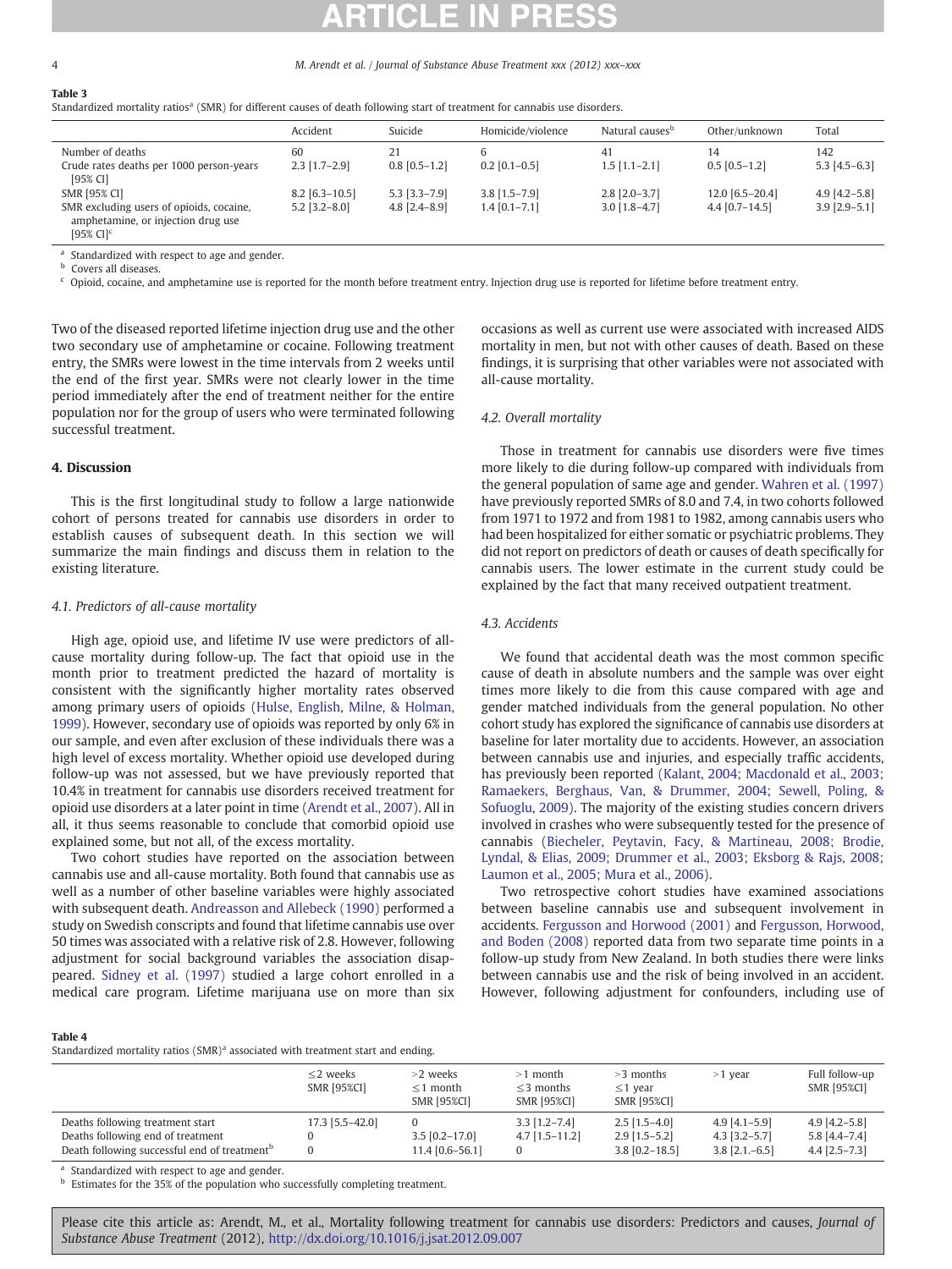**Table 3**
Standardized mortality ratios[a] (SMR) for different causes of death following start of treatment for cannabis use disorders.

| | Accident | Suicide | Homicide/violence | Natural causes[b] | Other/unknown | Total |
|---|---|---|---|---|---|---|
| Number of deaths | 60 | 21 | 6 | 41 | 14 | 142 |
| Crude rates deaths per 1000 person-years [95% CI] | 2.3 [1.7–2.9] | 0.8 [0.5–1.2] | 0.2 [0.1–0.5] | 1.5 [1.1–2.1] | 0.5 [0.5–1.2] | 5.3 [4.5–6.3] |
| SMR [95% CI] | 8.2 [6.3–10.5] | 5.3 [3.3–7.9] | 3.8 [1.5–7.9] | 2.8 [2.0–3.7] | 12.0 [6.5–20.4] | 4.9 [4.2–5.8] |
| SMR excluding users of opioids, cocaine, amphetamine, or injection drug use [95% CI][c] | 5.2 [3.2–8.0] | 4.8 [2.4–8.9] | 1.4 [0.1–7.1] | 3.0 [1.8–4.7] | 4.4 [0.7–14.5] | 3.9 [2.9–5.1] |

[a] Standardized with respect to age and gender.
[b] Covers all diseases.
[c] Opioid, cocaine, and amphetamine use is reported for the month before treatment entry. Injection drug use is reported for lifetime before treatment entry.

Two of the diseased reported lifetime injection drug use and the other two secondary use of amphetamine or cocaine. Following treatment entry, the SMRs were lowest in the time intervals from 2 weeks until the end of the first year. SMRs were not clearly lower in the time period immediately after the end of treatment neither for the entire population nor for the group of users who were terminated following successful treatment.

## 4. Discussion

This is the first longitudinal study to follow a large nationwide cohort of persons treated for cannabis use disorders in order to establish causes of subsequent death. In this section we will summarize the main findings and discuss them in relation to the existing literature.

### 4.1. Predictors of all-cause mortality

High age, opioid use, and lifetime IV use were predictors of all-cause mortality during follow-up. The fact that opioid use in the month prior to treatment predicted the hazard of mortality is consistent with the significantly higher mortality rates observed among primary users of opioids (Hulse, English, Milne, & Holman, 1999). However, secondary use of opioids was reported by only 6% in our sample, and even after exclusion of these individuals there was a high level of excess mortality. Whether opioid use developed during follow-up was not assessed, but we have previously reported that 10.4% in treatment for cannabis use disorders received treatment for opioid use disorders at a later point in time (Arendt et al., 2007). All in all, it thus seems reasonable to conclude that comorbid opioid use explained some, but not all, of the excess mortality.

Two cohort studies have reported on the association between cannabis use and all-cause mortality. Both found that cannabis use as well as a number of other baseline variables were highly associated with subsequent death. Andreasson and Allebeck (1990) performed a study on Swedish conscripts and found that lifetime cannabis use over 50 times was associated with a relative risk of 2.8. However, following adjustment for social background variables the association disappeared. Sidney et al. (1997) studied a large cohort enrolled in a medical care program. Lifetime marijuana use on more than six occasions as well as current use were associated with increased AIDS mortality in men, but not with other causes of death. Based on these findings, it is surprising that other variables were not associated with all-cause mortality.

### 4.2. Overall mortality

Those in treatment for cannabis use disorders were five times more likely to die during follow-up compared with individuals from the general population of same age and gender. Wahren et al. (1997) have previously reported SMRs of 8.0 and 7.4, in two cohorts followed from 1971 to 1972 and from 1981 to 1982, among cannabis users who had been hospitalized for either somatic or psychiatric problems. They did not report on predictors of death or causes of death specifically for cannabis users. The lower estimate in the current study could be explained by the fact that many received outpatient treatment.

### 4.3. Accidents

We found that accidental death was the most common specific cause of death in absolute numbers and the sample was over eight times more likely to die from this cause compared with age and gender matched individuals from the general population. No other cohort study has explored the significance of cannabis use disorders at baseline for later mortality due to accidents. However, an association between cannabis use and injuries, and especially traffic accidents, has previously been reported (Kalant, 2004; Macdonald et al., 2003; Ramaekers, Berghaus, Van, & Drummer, 2004; Sewell, Poling, & Sofuoglu, 2009). The majority of the existing studies concern drivers involved in crashes who were subsequently tested for the presence of cannabis (Biecheler, Peytavin, Facy, & Martineau, 2008; Brodie, Lyndal, & Elias, 2009; Drummer et al., 2003; Eksborg & Rajs, 2008; Laumon et al., 2005; Mura et al., 2006).

Two retrospective cohort studies have examined associations between baseline cannabis use and subsequent involvement in accidents. Fergusson and Horwood (2001) and Fergusson, Horwood, and Boden (2008) reported data from two separate time points in a follow-up study from New Zealand. In both studies there were links between cannabis use and the risk of being involved in an accident. However, following adjustment for confounders, including use of

**Table 4**
Standardized mortality ratios (SMR)[a] associated with treatment start and ending.

| | ≤2 weeks SMR [95%CI] | >2 weeks ≤1 month SMR [95%CI] | >1 month ≤3 months SMR [95%CI] | >3 months ≤1 year SMR [95%CI] | >1 year | Full follow-up SMR [95%CI] |
|---|---|---|---|---|---|---|
| Deaths following treatment start | 17.3 [5.5–42.0] | 0 | 3.3 [1.2–7.4] | 2.5 [1.5–4.0] | 4.9 [4.1–5.9] | 4.9 [4.2–5.8] |
| Deaths following end of treatment | 0 | 3.5 [0.2–17.0] | 4.7 [1.5–11.2] | 2.9 [1.5–5.2] | 4.3 [3.2–5.7] | 5.8 [4.4–7.4] |
| Death following successful end of treatment[b] | 0 | 11.4 [0.6–56.1] | 0 | 3.8 [0.2–18.5] | 3.8 [2.1–6.5] | 4.4 [2.5–7.3] |

[a] Standardized with respect to age and gender.
[b] Estimates for the 35% of the population who successfully completing treatment.

Please cite this article as: Arendt, M., et al., Mortality following treatment for cannabis use disorders: Predictors and causes, *Journal of Substance Abuse Treatment* (2012), http://dx.doi.org/10.1016/j.jsat.2012.09.007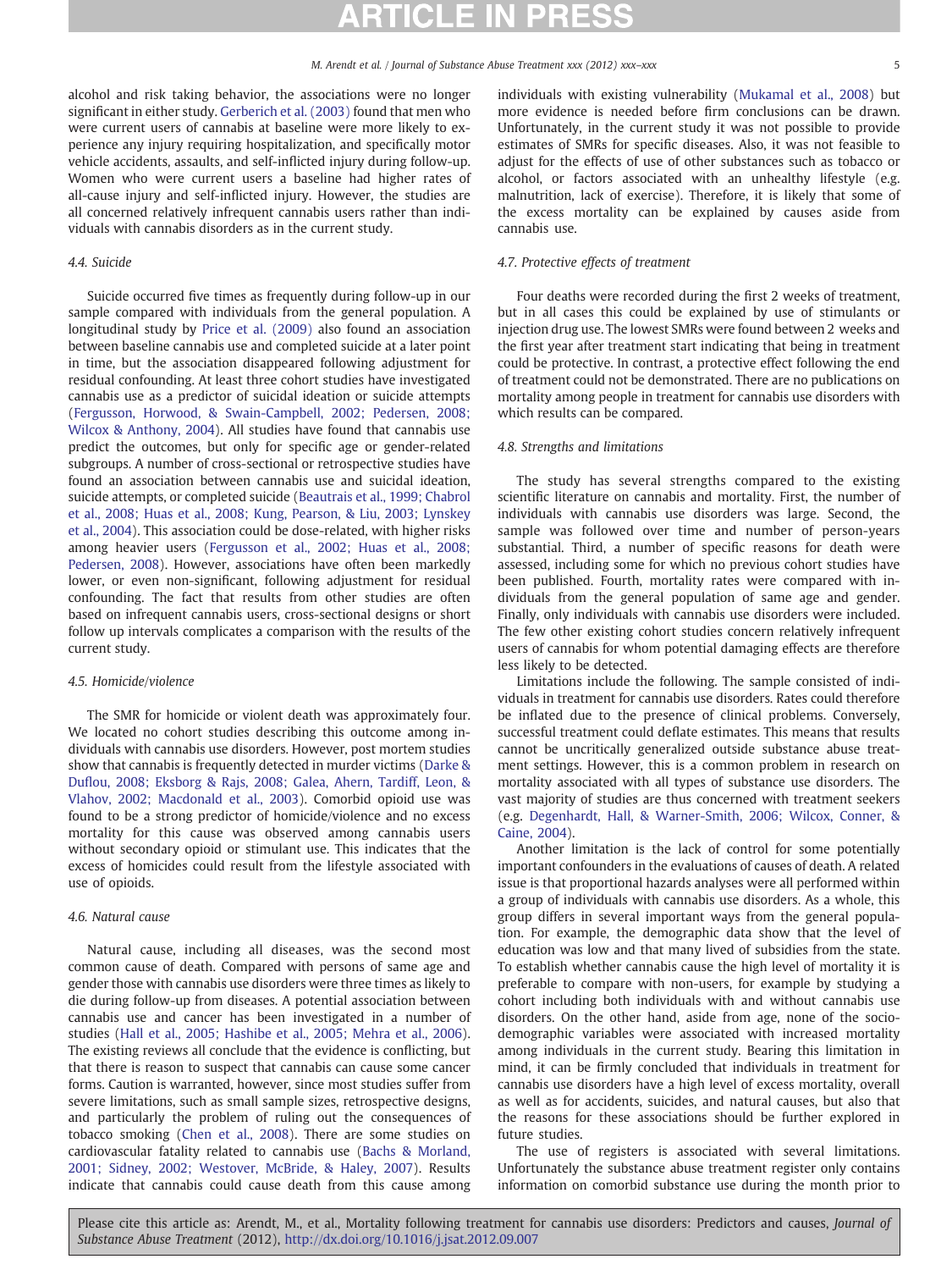alcohol and risk taking behavior, the associations were no longer significant in either study. Gerberich et al. (2003) found that men who were current users of cannabis at baseline were more likely to experience any injury requiring hospitalization, and specifically motor vehicle accidents, assaults, and self-inflicted injury during follow-up. Women who were current users a baseline had higher rates of all-cause injury and self-inflicted injury. However, the studies are all concerned relatively infrequent cannabis users rather than individuals with cannabis disorders as in the current study.

### 4.4. Suicide

Suicide occurred five times as frequently during follow-up in our sample compared with individuals from the general population. A longitudinal study by Price et al. (2009) also found an association between baseline cannabis use and completed suicide at a later point in time, but the association disappeared following adjustment for residual confounding. At least three cohort studies have investigated cannabis use as a predictor of suicidal ideation or suicide attempts (Fergusson, Horwood, & Swain-Campbell, 2002; Pedersen, 2008; Wilcox & Anthony, 2004). All studies have found that cannabis use predict the outcomes, but only for specific age or gender-related subgroups. A number of cross-sectional or retrospective studies have found an association between cannabis use and suicidal ideation, suicide attempts, or completed suicide (Beautrais et al., 1999; Chabrol et al., 2008; Huas et al., 2008; Kung, Pearson, & Liu, 2003; Lynskey et al., 2004). This association could be dose-related, with higher risks among heavier users (Fergusson et al., 2002; Huas et al., 2008; Pedersen, 2008). However, associations have often been markedly lower, or even non-significant, following adjustment for residual confounding. The fact that results from other studies are often based on infrequent cannabis users, cross-sectional designs or short follow up intervals complicates a comparison with the results of the current study.

### 4.5. Homicide/violence

The SMR for homicide or violent death was approximately four. We located no cohort studies describing this outcome among individuals with cannabis use disorders. However, post mortem studies show that cannabis is frequently detected in murder victims (Darke & Duflou, 2008; Eksborg & Rajs, 2008; Galea, Ahern, Tardiff, Leon, & Vlahov, 2002; Macdonald et al., 2003). Comorbid opioid use was found to be a strong predictor of homicide/violence and no excess mortality for this cause was observed among cannabis users without secondary opioid or stimulant use. This indicates that the excess of homicides could result from the lifestyle associated with use of opioids.

### 4.6. Natural cause

Natural cause, including all diseases, was the second most common cause of death. Compared with persons of same age and gender those with cannabis use disorders were three times as likely to die during follow-up from diseases. A potential association between cannabis use and cancer has been investigated in a number of studies (Hall et al., 2005; Hashibe et al., 2005; Mehra et al., 2006). The existing reviews all conclude that the evidence is conflicting, but that there is reason to suspect that cannabis can cause some cancer forms. Caution is warranted, however, since most studies suffer from severe limitations, such as small sample sizes, retrospective designs, and particularly the problem of ruling out the consequences of tobacco smoking (Chen et al., 2008). There are some studies on cardiovascular fatality related to cannabis use (Bachs & Morland, 2001; Sidney, 2002; Westover, McBride, & Haley, 2007). Results indicate that cannabis could cause death from this cause among individuals with existing vulnerability (Mukamal et al., 2008) but more evidence is needed before firm conclusions can be drawn. Unfortunately, in the current study it was not possible to provide estimates of SMRs for specific diseases. Also, it was not feasible to adjust for the effects of use of other substances such as tobacco or alcohol, or factors associated with an unhealthy lifestyle (e.g. malnutrition, lack of exercise). Therefore, it is likely that some of the excess mortality can be explained by causes aside from cannabis use.

### 4.7. Protective effects of treatment

Four deaths were recorded during the first 2 weeks of treatment, but in all cases this could be explained by use of stimulants or injection drug use. The lowest SMRs were found between 2 weeks and the first year after treatment start indicating that being in treatment could be protective. In contrast, a protective effect following the end of treatment could not be demonstrated. There are no publications on mortality among people in treatment for cannabis use disorders with which results can be compared.

### 4.8. Strengths and limitations

The study has several strengths compared to the existing scientific literature on cannabis and mortality. First, the number of individuals with cannabis use disorders was large. Second, the sample was followed over time and number of person-years substantial. Third, a number of specific reasons for death were assessed, including some for which no previous cohort studies have been published. Fourth, mortality rates were compared with individuals from the general population of same age and gender. Finally, only individuals with cannabis use disorders were included. The few other existing cohort studies concern relatively infrequent users of cannabis for whom potential damaging effects are therefore less likely to be detected.

Limitations include the following. The sample consisted of individuals in treatment for cannabis use disorders. Rates could therefore be inflated due to the presence of clinical problems. Conversely, successful treatment could deflate estimates. This means that results cannot be uncritically generalized outside substance abuse treatment settings. However, this is a common problem in research on mortality associated with all types of substance use disorders. The vast majority of studies are thus concerned with treatment seekers (e.g. Degenhardt, Hall, & Warner-Smith, 2006; Wilcox, Conner, & Caine, 2004).

Another limitation is the lack of control for some potentially important confounders in the evaluations of causes of death. A related issue is that proportional hazards analyses were all performed within a group of individuals with cannabis use disorders. As a whole, this group differs in several important ways from the general population. For example, the demographic data show that the level of education was low and that many lived of subsidies from the state. To establish whether cannabis cause the high level of mortality it is preferable to compare with non-users, for example by studying a cohort including both individuals with and without cannabis use disorders. On the other hand, aside from age, none of the socio-demographic variables were associated with increased mortality among individuals in the current study. Bearing this limitation in mind, it can be firmly concluded that individuals in treatment for cannabis use disorders have a high level of excess mortality, overall as well as for accidents, suicides, and natural causes, but also that the reasons for these associations should be further explored in future studies.

The use of registers is associated with several limitations. Unfortunately the substance abuse treatment register only contains information on comorbid substance use during the month prior to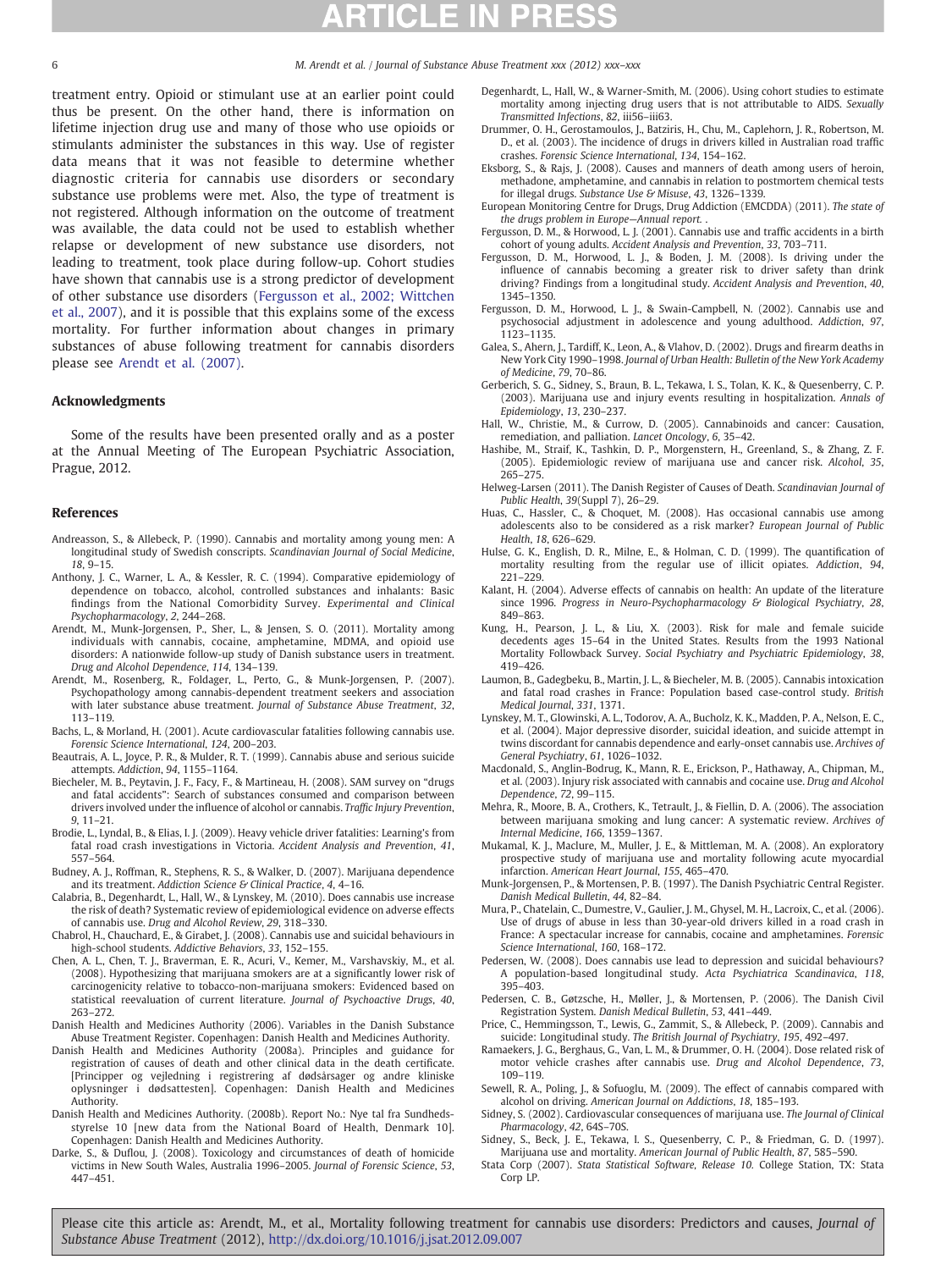treatment entry. Opioid or stimulant use at an earlier point could thus be present. On the other hand, there is information on lifetime injection drug use and many of those who use opioids or stimulants administer the substances in this way. Use of register data means that it was not feasible to determine whether diagnostic criteria for cannabis use disorders or secondary substance use problems were met. Also, the type of treatment is not registered. Although information on the outcome of treatment was available, the data could not be used to establish whether relapse or development of new substance use disorders, not leading to treatment, took place during follow-up. Cohort studies have shown that cannabis use is a strong predictor of development of other substance use disorders (Fergusson et al., 2002; Wittchen et al., 2007), and it is possible that this explains some of the excess mortality. For further information about changes in primary substances of abuse following treatment for cannabis disorders please see Arendt et al. (2007).

## Acknowledgments

Some of the results have been presented orally and as a poster at the Annual Meeting of The European Psychiatric Association, Prague, 2012.

## References

Andreasson, S., & Allebeck, P. (1990). Cannabis and mortality among young men: A longitudinal study of Swedish conscripts. *Scandinavian Journal of Social Medicine*, *18*, 9–15.

Anthony, J. C., Warner, L. A., & Kessler, R. C. (1994). Comparative epidemiology of dependence on tobacco, alcohol, controlled substances and inhalants: Basic findings from the National Comorbidity Survey. *Experimental and Clinical Psychopharmacology*, *2*, 244–268.

Arendt, M., Munk-Jorgensen, P., Sher, L., & Jensen, S. O. (2011). Mortality among individuals with cannabis, cocaine, amphetamine, MDMA, and opioid use disorders: A nationwide follow-up study of Danish substance users in treatment. *Drug and Alcohol Dependence*, *114*, 134–139.

Arendt, M., Rosenberg, R., Foldager, L., Perto, G., & Munk-Jorgensen, P. (2007). Psychopathology among cannabis-dependent treatment seekers and association with later substance abuse treatment. *Journal of Substance Abuse Treatment*, *32*, 113–119.

Bachs, L., & Morland, H. (2001). Acute cardiovascular fatalities following cannabis use. *Forensic Science International*, *124*, 200–203.

Beautrais, A. L., Joyce, P. R., & Mulder, R. T. (1999). Cannabis abuse and serious suicide attempts. *Addiction*, *94*, 1155–1164.

Biecheler, M. B., Peytavin, J. F., Facy, F., & Martineau, H. (2008). SAM survey on "drugs and fatal accidents": Search of substances consumed and comparison between drivers involved under the influence of alcohol or cannabis. *Traffic Injury Prevention*, *9*, 11–21.

Brodie, L., Lyndal, B., & Elias, I. J. (2009). Heavy vehicle driver fatalities: Learning's from fatal road crash investigations in Victoria. *Accident Analysis and Prevention*, *41*, 557–564.

Budney, A. J., Roffman, R., Stephens, R. S., & Walker, D. (2007). Marijuana dependence and its treatment. *Addiction Science & Clinical Practice*, *4*, 4–16.

Calabria, B., Degenhardt, L., Hall, W., & Lynskey, M. (2010). Does cannabis use increase the risk of death? Systematic review of epidemiological evidence on adverse effects of cannabis use. *Drug and Alcohol Review*, *29*, 318–330.

Chabrol, H., Chauchard, E., & Girabet, J. (2008). Cannabis use and suicidal behaviours in high-school students. *Addictive Behaviors*, *33*, 152–155.

Chen, A. L., Chen, T. J., Braverman, E. R., Acuri, V., Kemer, M., Varshavskiy, M., et al. (2008). Hypothesizing that marijuana smokers are at a significantly lower risk of carcinogenicity relative to tobacco-non-marijuana smokers: Evidenced based on statistical reevaluation of current literature. *Journal of Psychoactive Drugs*, *40*, 263–272.

Danish Health and Medicines Authority (2006). Variables in the Danish Substance Abuse Treatment Register. Copenhagen: Danish Health and Medicines Authority.

Danish Health and Medicines Authority (2008a). Principles and guidance for registration of causes of death and other clinical data in the death certificate. [Principper og vejledning i registrering af dødsårsager og andre kliniske oplysninger i dødsattesten]. Copenhagen: Danish Health and Medicines Authority.

Danish Health and Medicines Authority. (2008b). Report No.: Nye tal fra Sundhedsstyrelse 10 [new data from the National Board of Health, Denmark 10]. Copenhagen: Danish Health and Medicines Authority.

Darke, S., & Duflou, J. (2008). Toxicology and circumstances of death of homicide victims in New South Wales, Australia 1996–2005. *Journal of Forensic Science*, *53*, 447–451.

Degenhardt, L., Hall, W., & Warner-Smith, M. (2006). Using cohort studies to estimate mortality among injecting drug users that is not attributable to AIDS. *Sexually Transmitted Infections*, *82*, iii56–iii63.

Drummer, O. H., Gerostamoulos, J., Batziris, H., Chu, M., Caplehorn, J. R., Robertson, M. D., et al. (2003). The incidence of drugs in drivers killed in Australian road traffic crashes. *Forensic Science International*, *134*, 154–162.

Eksborg, S., & Rajs, J. (2008). Causes and manners of death among users of heroin, methadone, amphetamine, and cannabis in relation to postmortem chemical tests for illegal drugs. *Substance Use & Misuse*, *43*, 1326–1339.

European Monitoring Centre for Drugs, Drug Addiction (EMCDDA) (2011). *The state of the drugs problem in Europe—Annual report.* .

Fergusson, D. M., & Horwood, L. J. (2001). Cannabis use and traffic accidents in a birth cohort of young adults. *Accident Analysis and Prevention*, *33*, 703–711.

Fergusson, D. M., Horwood, L. J., & Boden, J. M. (2008). Is driving under the influence of cannabis becoming a greater risk to driver safety than drink driving? Findings from a longitudinal study. *Accident Analysis and Prevention*, *40*, 1345–1350.

Fergusson, D. M., Horwood, L. J., & Swain-Campbell, N. (2002). Cannabis use and psychosocial adjustment in adolescence and young adulthood. *Addiction*, *97*, 1123–1135.

Galea, S., Ahern, J., Tardiff, K., Leon, A., & Vlahov, D. (2002). Drugs and firearm deaths in New York City 1990–1998. *Journal of Urban Health: Bulletin of the New York Academy of Medicine*, *79*, 70–86.

Gerberich, S. G., Sidney, S., Braun, B. L., Tekawa, I. S., Tolan, K. K., & Quesenberry, C. P. (2003). Marijuana use and injury events resulting in hospitalization. *Annals of Epidemiology*, *13*, 230–237.

Hall, W., Christie, M., & Currow, D. (2005). Cannabinoids and cancer: Causation, remediation, and palliation. *Lancet Oncology*, *6*, 35–42.

Hashibe, M., Straif, K., Tashkin, D. P., Morgenstern, H., Greenland, S., & Zhang, Z. F. (2005). Epidemiologic review of marijuana use and cancer risk. *Alcohol*, *35*, 265–275.

Helweg-Larsen (2011). The Danish Register of Causes of Death. *Scandinavian Journal of Public Health*, *39*(Suppl 7), 26–29.

Huas, C., Hassler, C., & Choquet, M. (2008). Has occasional cannabis use among adolescents also to be considered as a risk marker? *European Journal of Public Health*, *18*, 626–629.

Hulse, G. K., English, D. R., Milne, E., & Holman, C. D. (1999). The quantification of mortality resulting from the regular use of illicit opiates. *Addiction*, *94*, 221–229.

Kalant, H. (2004). Adverse effects of cannabis on health: An update of the literature since 1996. *Progress in Neuro-Psychopharmacology & Biological Psychiatry*, *28*, 849–863.

Kung, H., Pearson, J. L., & Liu, X. (2003). Risk for male and female suicide decedents ages 15–64 in the United States. Results from the 1993 National Mortality Followback Survey. *Social Psychiatry and Psychiatric Epidemiology*, *38*, 419–426.

Laumon, B., Gadegbeku, B., Martin, J. L., & Biecheler, M. B. (2005). Cannabis intoxication and fatal road crashes in France: Population based case-control study. *British Medical Journal*, *331*, 1371.

Lynskey, M. T., Glowinski, A. L., Todorov, A. A., Bucholz, K. K., Madden, P. A., Nelson, E. C., et al. (2004). Major depressive disorder, suicidal ideation, and suicide attempt in twins discordant for cannabis dependence and early-onset cannabis use. *Archives of General Psychiatry*, *61*, 1026–1032.

Macdonald, S., Anglin-Bodrug, K., Mann, R. E., Erickson, P., Hathaway, A., Chipman, M., et al. (2003). Injury risk associated with cannabis and cocaine use. *Drug and Alcohol Dependence*, *72*, 99–115.

Mehra, R., Moore, B. A., Crothers, K., Tetrault, J., & Fiellin, D. A. (2006). The association between marijuana smoking and lung cancer: A systematic review. *Archives of Internal Medicine*, *166*, 1359–1367.

Mukamal, K. J., Maclure, M., Muller, J. E., & Mittleman, M. A. (2008). An exploratory prospective study of marijuana use and mortality following acute myocardial infarction. *American Heart Journal*, *155*, 465–470.

Munk-Jorgensen, P., & Mortensen, P. B. (1997). The Danish Psychiatric Central Register. *Danish Medical Bulletin*, *44*, 82–84.

Mura, P., Chatelain, C., Dumestre, V., Gaulier, J. M., Ghysel, M. H., Lacroix, C., et al. (2006). Use of drugs of abuse in less than 30-year-old drivers killed in a road crash in France: A spectacular increase for cannabis, cocaine and amphetamines. *Forensic Science International*, *160*, 168–172.

Pedersen, W. (2008). Does cannabis use lead to depression and suicidal behaviours? A population-based longitudinal study. *Acta Psychiatrica Scandinavica*, *118*, 395–403.

Pedersen, C. B., Gøtzsche, H., Møller, J., & Mortensen, P. (2006). The Danish Civil Registration System. *Danish Medical Bulletin*, *53*, 441–449.

Price, C., Hemmingsson, T., Lewis, G., Zammit, S., & Allebeck, P. (2009). Cannabis and suicide: Longitudinal study. *The British Journal of Psychiatry*, *195*, 492–497.

Ramaekers, J. G., Berghaus, G., Van, L. M., & Drummer, O. H. (2004). Dose related risk of motor vehicle crashes after cannabis use. *Drug and Alcohol Dependence*, *73*, 109–119.

Sewell, R. A., Poling, J., & Sofuoglu, M. (2009). The effect of cannabis compared with alcohol on driving. *American Journal on Addictions*, *18*, 185–193.

Sidney, S. (2002). Cardiovascular consequences of marijuana use. *The Journal of Clinical Pharmacology*, *42*, 64S–70S.

Sidney, S., Beck, J. E., Tekawa, I. S., Quesenberry, C. P., & Friedman, G. D. (1997). Marijuana use and mortality. *American Journal of Public Health*, *87*, 585–590.

Stata Corp (2007). *Stata Statistical Software, Release 10.* College Station, TX: Stata Corp LP.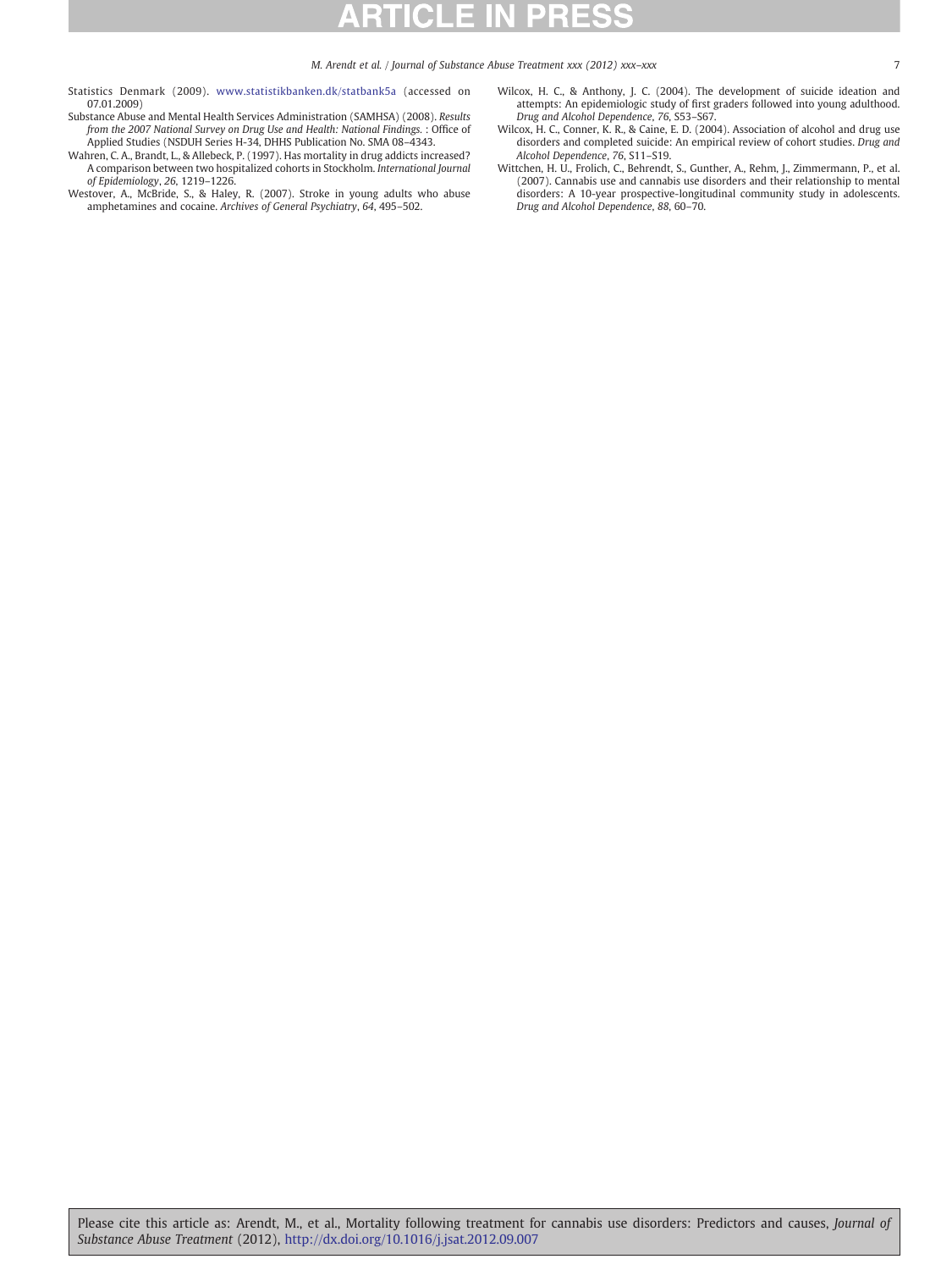Statistics Denmark (2009). www.statistikbanken.dk/statbank5a (accessed on 07.01.2009)

Substance Abuse and Mental Health Services Administration (SAMHSA) (2008). *Results from the 2007 National Survey on Drug Use and Health: National Findings.* : Office of Applied Studies (NSDUH Series H-34, DHHS Publication No. SMA 08–4343.

Wahren, C. A., Brandt, L., & Allebeck, P. (1997). Has mortality in drug addicts increased? A comparison between two hospitalized cohorts in Stockholm. *International Journal of Epidemiology*, *26*, 1219–1226.

Westover, A., McBride, S., & Haley, R. (2007). Stroke in young adults who abuse amphetamines and cocaine. *Archives of General Psychiatry*, *64*, 495–502.

Wilcox, H. C., & Anthony, J. C. (2004). The development of suicide ideation and attempts: An epidemiologic study of first graders followed into young adulthood. *Drug and Alcohol Dependence*, *76*, S53–S67.

Wilcox, H. C., Conner, K. R., & Caine, E. D. (2004). Association of alcohol and drug use disorders and completed suicide: An empirical review of cohort studies. *Drug and Alcohol Dependence*, *76*, S11–S19.

Wittchen, H. U., Frolich, C., Behrendt, S., Gunther, A., Rehm, J., Zimmermann, P., et al. (2007). Cannabis use and cannabis use disorders and their relationship to mental disorders: A 10-year prospective-longitudinal community study in adolescents. *Drug and Alcohol Dependence*, *88*, 60–70.

Please cite this article as: Arendt, M., et al., Mortality following treatment for cannabis use disorders: Predictors and causes, *Journal of Substance Abuse Treatment* (2012), http://dx.doi.org/10.1016/j.jsat.2012.09.007